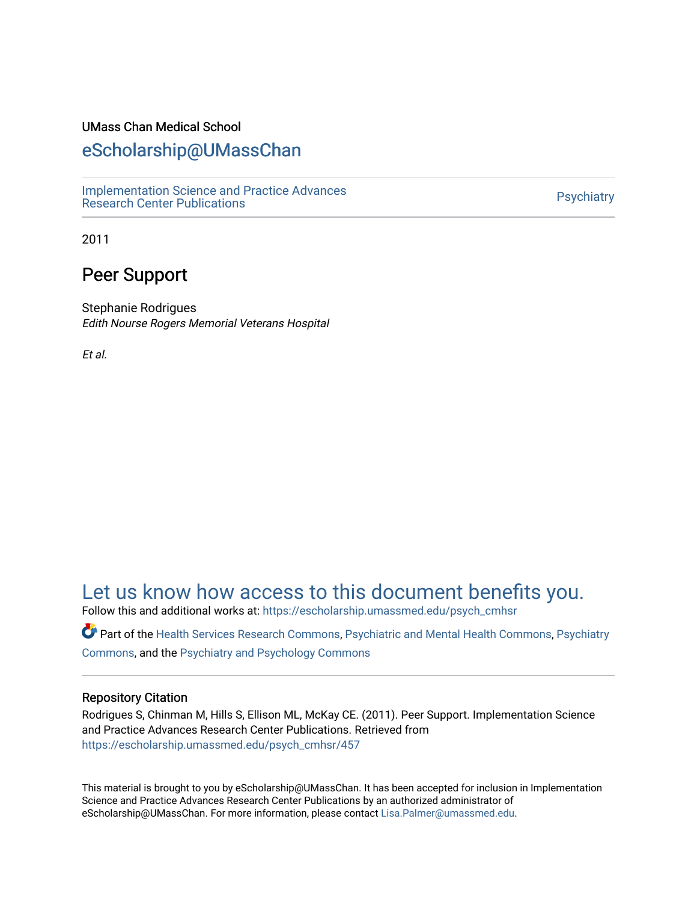UMass Chan Medical School

# eScholarship@UMassChan

Implementation Science and Practice Advances Research Center Publications

Psychiatry

2011

## Peer Support

Stephanie Rodrigues
*Edith Nourse Rogers Memorial Veterans Hospital*

*Et al.*

Let us know how access to this document benefits you.

Follow this and additional works at: https://escholarship.umassmed.edu/psych_cmhsr

Part of the Health Services Research Commons, Psychiatric and Mental Health Commons, Psychiatry Commons, and the Psychiatry and Psychology Commons

### Repository Citation

Rodrigues S, Chinman M, Hills S, Ellison ML, McKay CE. (2011). Peer Support. Implementation Science and Practice Advances Research Center Publications. Retrieved from https://escholarship.umassmed.edu/psych_cmhsr/457

This material is brought to you by eScholarship@UMassChan. It has been accepted for inclusion in Implementation Science and Practice Advances Research Center Publications by an authorized administrator of eScholarship@UMassChan. For more information, please contact Lisa.Palmer@umassmed.edu.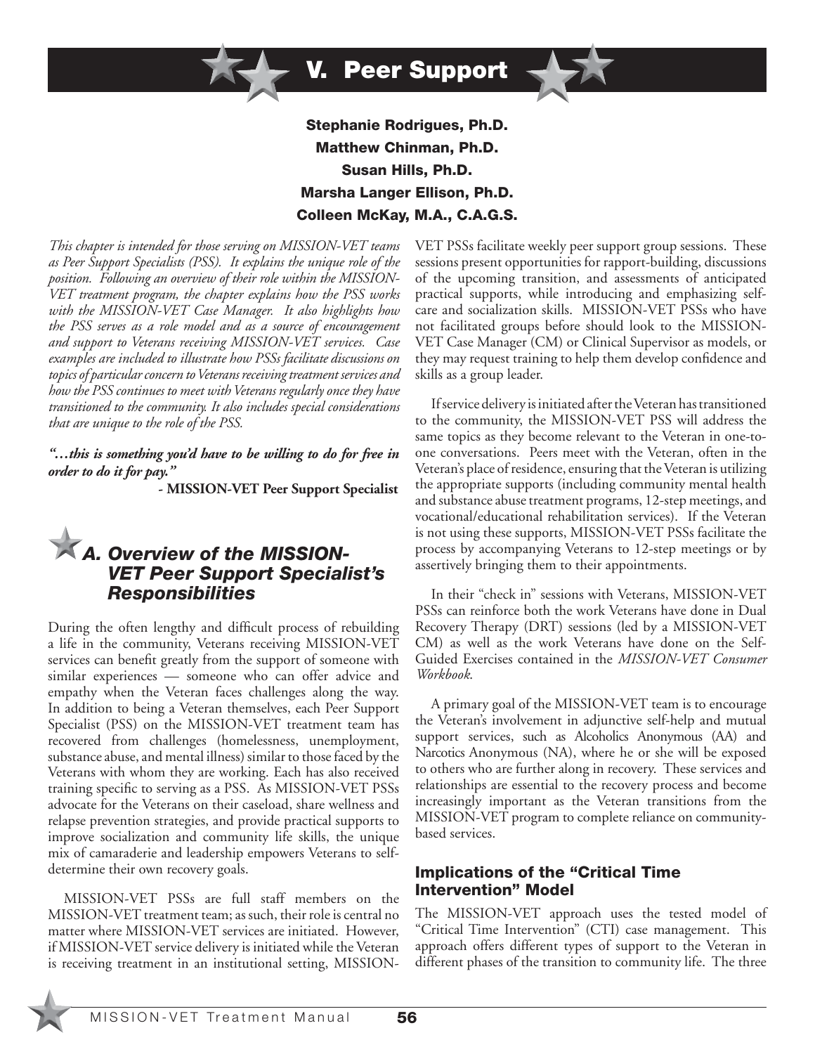# V. Peer Support

**Stephanie Rodrigues, Ph.D.**
**Matthew Chinman, Ph.D.**
**Susan Hills, Ph.D.**
**Marsha Langer Ellison, Ph.D.**
**Colleen McKay, M.A., C.A.G.S.**

*This chapter is intended for those serving on MISSION-VET teams as Peer Support Specialists (PSS). It explains the unique role of the position. Following an overview of their role within the MISSION-VET treatment program, the chapter explains how the PSS works with the MISSION-VET Case Manager. It also highlights how the PSS serves as a role model and as a source of encouragement and support to Veterans receiving MISSION-VET services. Case examples are included to illustrate how PSSs facilitate discussions on topics of particular concern to Veterans receiving treatment services and how the PSS continues to meet with Veterans regularly once they have transitioned to the community. It also includes special considerations that are unique to the role of the PSS.*

***"…this is something you'd have to be willing to do for free in order to do it for pay."***

**- MISSION-VET Peer Support Specialist**

## A. Overview of the MISSION-VET Peer Support Specialist's Responsibilities

During the often lengthy and difficult process of rebuilding a life in the community, Veterans receiving MISSION-VET services can benefit greatly from the support of someone with similar experiences — someone who can offer advice and empathy when the Veteran faces challenges along the way. In addition to being a Veteran themselves, each Peer Support Specialist (PSS) on the MISSION-VET treatment team has recovered from challenges (homelessness, unemployment, substance abuse, and mental illness) similar to those faced by the Veterans with whom they are working. Each has also received training specific to serving as a PSS. As MISSION-VET PSSs advocate for the Veterans on their caseload, share wellness and relapse prevention strategies, and provide practical supports to improve socialization and community life skills, the unique mix of camaraderie and leadership empowers Veterans to self-determine their own recovery goals.

MISSION-VET PSSs are full staff members on the MISSION-VET treatment team; as such, their role is central no matter where MISSION-VET services are initiated. However, if MISSION-VET service delivery is initiated while the Veteran is receiving treatment in an institutional setting, MISSION-VET PSSs facilitate weekly peer support group sessions. These sessions present opportunities for rapport-building, discussions of the upcoming transition, and assessments of anticipated practical supports, while introducing and emphasizing self-care and socialization skills. MISSION-VET PSSs who have not facilitated groups before should look to the MISSION-VET Case Manager (CM) or Clinical Supervisor as models, or they may request training to help them develop confidence and skills as a group leader.

If service delivery is initiated after the Veteran has transitioned to the community, the MISSION-VET PSS will address the same topics as they become relevant to the Veteran in one-to-one conversations. Peers meet with the Veteran, often in the Veteran's place of residence, ensuring that the Veteran is utilizing the appropriate supports (including community mental health and substance abuse treatment programs, 12-step meetings, and vocational/educational rehabilitation services). If the Veteran is not using these supports, MISSION-VET PSSs facilitate the process by accompanying Veterans to 12-step meetings or by assertively bringing them to their appointments.

In their "check in" sessions with Veterans, MISSION-VET PSSs can reinforce both the work Veterans have done in Dual Recovery Therapy (DRT) sessions (led by a MISSION-VET CM) as well as the work Veterans have done on the Self-Guided Exercises contained in the *MISSION-VET Consumer Workbook.*

A primary goal of the MISSION-VET team is to encourage the Veteran's involvement in adjunctive self-help and mutual support services, such as Alcoholics Anonymous (AA) and Narcotics Anonymous (NA), where he or she will be exposed to others who are further along in recovery. These services and relationships are essential to the recovery process and become increasingly important as the Veteran transitions from the MISSION-VET program to complete reliance on community-based services.

### Implications of the "Critical Time Intervention" Model

The MISSION-VET approach uses the tested model of "Critical Time Intervention" (CTI) case management. This approach offers different types of support to the Veteran in different phases of the transition to community life. The three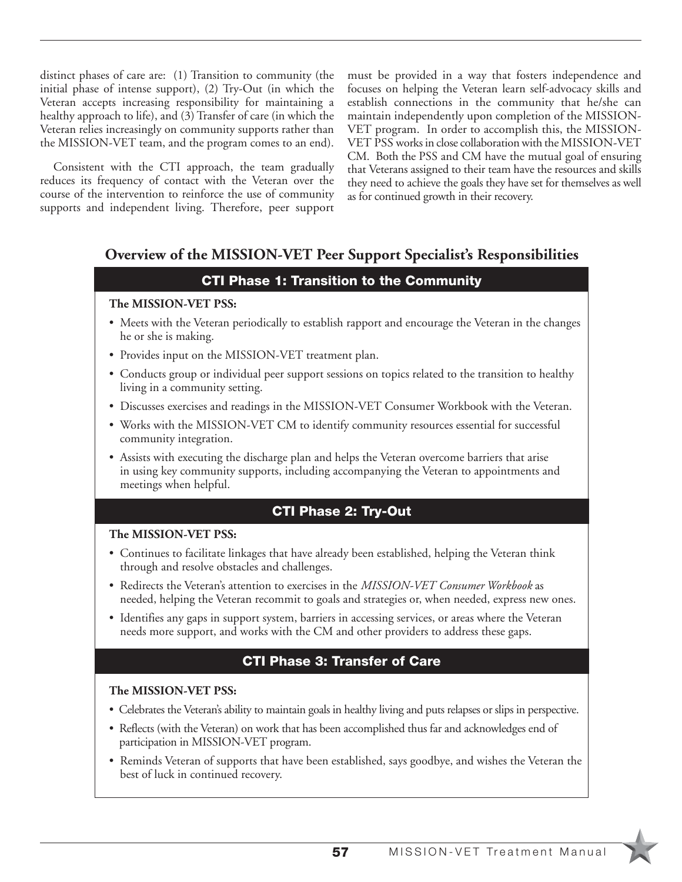distinct phases of care are: (1) Transition to community (the initial phase of intense support), (2) Try-Out (in which the Veteran accepts increasing responsibility for maintaining a healthy approach to life), and (3) Transfer of care (in which the Veteran relies increasingly on community supports rather than the MISSION-VET team, and the program comes to an end).

Consistent with the CTI approach, the team gradually reduces its frequency of contact with the Veteran over the course of the intervention to reinforce the use of community supports and independent living. Therefore, peer support must be provided in a way that fosters independence and focuses on helping the Veteran learn self-advocacy skills and establish connections in the community that he/she can maintain independently upon completion of the MISSION-VET program. In order to accomplish this, the MISSION-VET PSS works in close collaboration with the MISSION-VET CM. Both the PSS and CM have the mutual goal of ensuring that Veterans assigned to their team have the resources and skills they need to achieve the goals they have set for themselves as well as for continued growth in their recovery.

## Overview of the MISSION-VET Peer Support Specialist's Responsibilities

### CTI Phase 1: Transition to the Community

**The MISSION-VET PSS:**

- Meets with the Veteran periodically to establish rapport and encourage the Veteran in the changes he or she is making.
- Provides input on the MISSION-VET treatment plan.
- Conducts group or individual peer support sessions on topics related to the transition to healthy living in a community setting.
- Discusses exercises and readings in the MISSION-VET Consumer Workbook with the Veteran.
- Works with the MISSION-VET CM to identify community resources essential for successful community integration.
- Assists with executing the discharge plan and helps the Veteran overcome barriers that arise in using key community supports, including accompanying the Veteran to appointments and meetings when helpful.

### CTI Phase 2: Try-Out

**The MISSION-VET PSS:**

- Continues to facilitate linkages that have already been established, helping the Veteran think through and resolve obstacles and challenges.
- Redirects the Veteran's attention to exercises in the *MISSION-VET Consumer Workbook* as needed, helping the Veteran recommit to goals and strategies or, when needed, express new ones.
- Identifies any gaps in support system, barriers in accessing services, or areas where the Veteran needs more support, and works with the CM and other providers to address these gaps.

### CTI Phase 3: Transfer of Care

**The MISSION-VET PSS:**

- Celebrates the Veteran's ability to maintain goals in healthy living and puts relapses or slips in perspective.
- Reflects (with the Veteran) on work that has been accomplished thus far and acknowledges end of participation in MISSION-VET program.
- Reminds Veteran of supports that have been established, says goodbye, and wishes the Veteran the best of luck in continued recovery.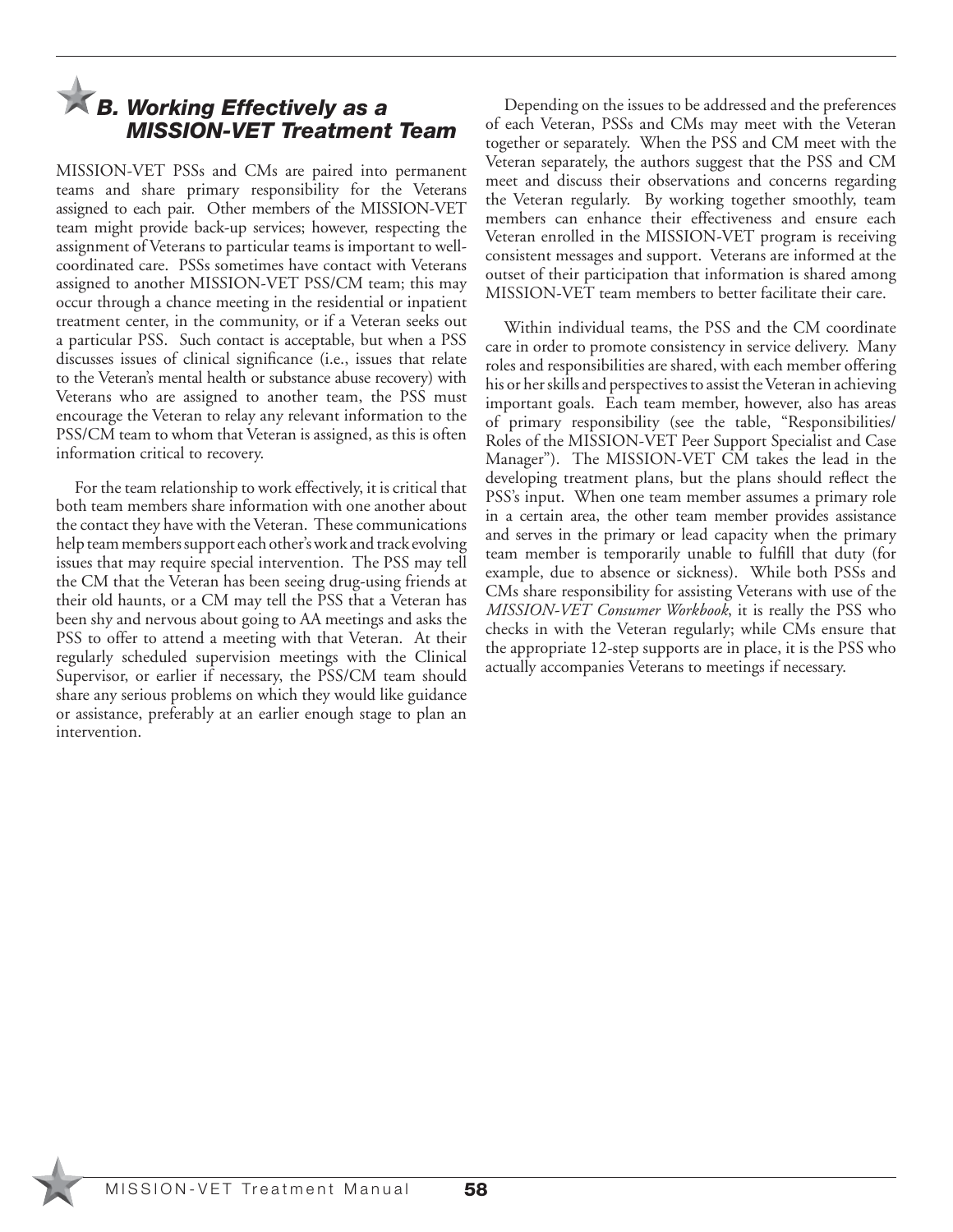## B. Working Effectively as a MISSION-VET Treatment Team

MISSION-VET PSSs and CMs are paired into permanent teams and share primary responsibility for the Veterans assigned to each pair. Other members of the MISSION-VET team might provide back-up services; however, respecting the assignment of Veterans to particular teams is important to well-coordinated care. PSSs sometimes have contact with Veterans assigned to another MISSION-VET PSS/CM team; this may occur through a chance meeting in the residential or inpatient treatment center, in the community, or if a Veteran seeks out a particular PSS. Such contact is acceptable, but when a PSS discusses issues of clinical significance (i.e., issues that relate to the Veteran's mental health or substance abuse recovery) with Veterans who are assigned to another team, the PSS must encourage the Veteran to relay any relevant information to the PSS/CM team to whom that Veteran is assigned, as this is often information critical to recovery.

For the team relationship to work effectively, it is critical that both team members share information with one another about the contact they have with the Veteran. These communications help team members support each other's work and track evolving issues that may require special intervention. The PSS may tell the CM that the Veteran has been seeing drug-using friends at their old haunts, or a CM may tell the PSS that a Veteran has been shy and nervous about going to AA meetings and asks the PSS to offer to attend a meeting with that Veteran. At their regularly scheduled supervision meetings with the Clinical Supervisor, or earlier if necessary, the PSS/CM team should share any serious problems on which they would like guidance or assistance, preferably at an earlier enough stage to plan an intervention.

Depending on the issues to be addressed and the preferences of each Veteran, PSSs and CMs may meet with the Veteran together or separately. When the PSS and CM meet with the Veteran separately, the authors suggest that the PSS and CM meet and discuss their observations and concerns regarding the Veteran regularly. By working together smoothly, team members can enhance their effectiveness and ensure each Veteran enrolled in the MISSION-VET program is receiving consistent messages and support. Veterans are informed at the outset of their participation that information is shared among MISSION-VET team members to better facilitate their care.

Within individual teams, the PSS and the CM coordinate care in order to promote consistency in service delivery. Many roles and responsibilities are shared, with each member offering his or her skills and perspectives to assist the Veteran in achieving important goals. Each team member, however, also has areas of primary responsibility (see the table, "Responsibilities/Roles of the MISSION-VET Peer Support Specialist and Case Manager"). The MISSION-VET CM takes the lead in the developing treatment plans, but the plans should reflect the PSS's input. When one team member assumes a primary role in a certain area, the other team member provides assistance and serves in the primary or lead capacity when the primary team member is temporarily unable to fulfill that duty (for example, due to absence or sickness). While both PSSs and CMs share responsibility for assisting Veterans with use of the *MISSION-VET Consumer Workbook*, it is really the PSS who checks in with the Veteran regularly; while CMs ensure that the appropriate 12-step supports are in place, it is the PSS who actually accompanies Veterans to meetings if necessary.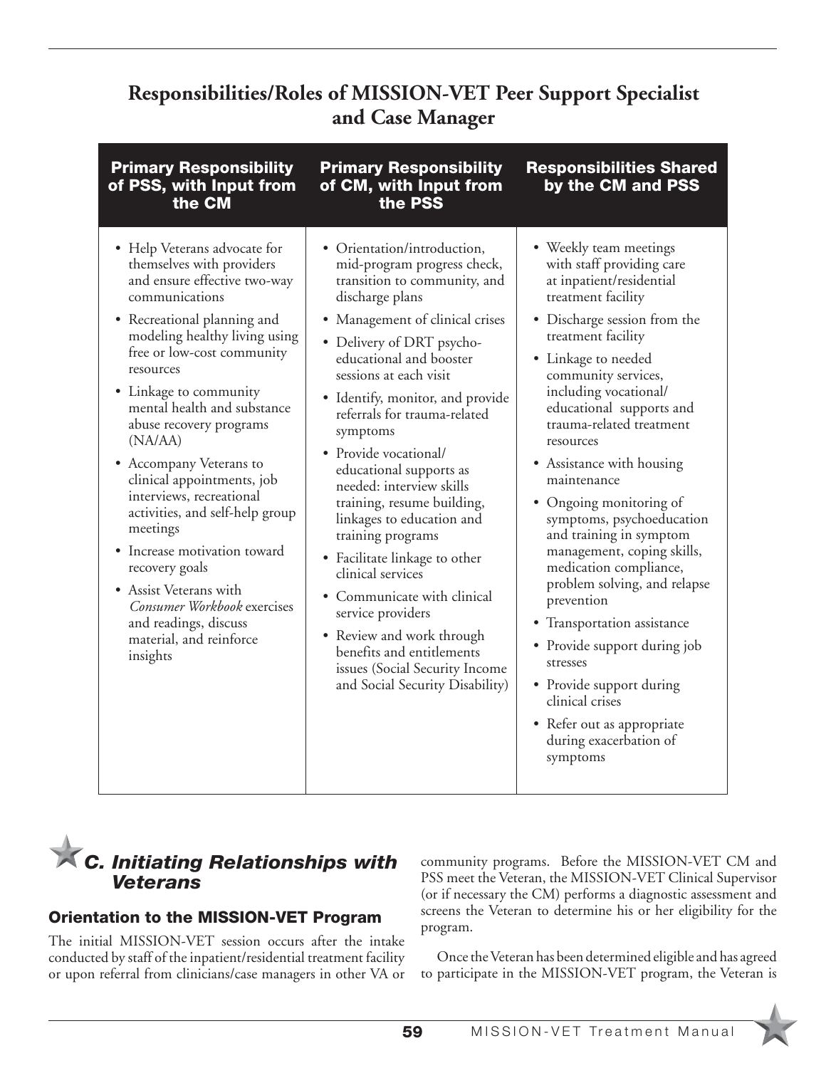## Responsibilities/Roles of MISSION-VET Peer Support Specialist and Case Manager

| Primary Responsibility of PSS, with Input from the CM | Primary Responsibility of CM, with Input from the PSS | Responsibilities Shared by the CM and PSS |
|---|---|---|
| • Help Veterans advocate for themselves with providers and ensure effective two-way communications<br>• Recreational planning and modeling healthy living using free or low-cost community resources<br>• Linkage to community mental health and substance abuse recovery programs (NA/AA)<br>• Accompany Veterans to clinical appointments, job interviews, recreational activities, and self-help group meetings<br>• Increase motivation toward recovery goals<br>• Assist Veterans with *Consumer Workbook* exercises and readings, discuss material, and reinforce insights | • Orientation/introduction, mid-program progress check, transition to community, and discharge plans<br>• Management of clinical crises<br>• Delivery of DRT psycho-educational and booster sessions at each visit<br>• Identify, monitor, and provide referrals for trauma-related symptoms<br>• Provide vocational/educational supports as needed: interview skills training, resume building, linkages to education and training programs<br>• Facilitate linkage to other clinical services<br>• Communicate with clinical service providers<br>• Review and work through benefits and entitlements issues (Social Security Income and Social Security Disability) | • Weekly team meetings with staff providing care at inpatient/residential treatment facility<br>• Discharge session from the treatment facility<br>• Linkage to needed community services, including vocational/educational supports and trauma-related treatment resources<br>• Assistance with housing maintenance<br>• Ongoing monitoring of symptoms, psychoeducation and training in symptom management, coping skills, medication compliance, problem solving, and relapse prevention<br>• Transportation assistance<br>• Provide support during job stresses<br>• Provide support during clinical crises<br>• Refer out as appropriate during exacerbation of symptoms |

## *C. Initiating Relationships with Veterans*

### Orientation to the MISSION-VET Program

The initial MISSION-VET session occurs after the intake conducted by staff of the inpatient/residential treatment facility or upon referral from clinicians/case managers in other VA or community programs. Before the MISSION-VET CM and PSS meet the Veteran, the MISSION-VET Clinical Supervisor (or if necessary the CM) performs a diagnostic assessment and screens the Veteran to determine his or her eligibility for the program.

Once the Veteran has been determined eligible and has agreed to participate in the MISSION-VET program, the Veteran is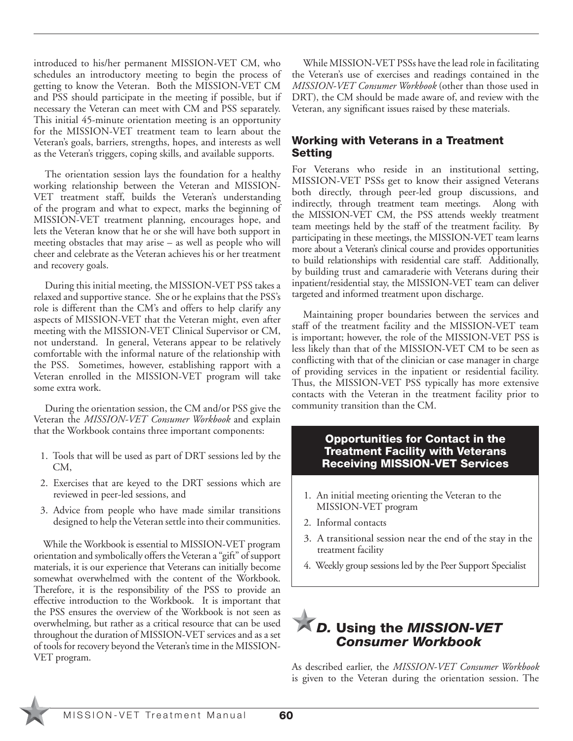introduced to his/her permanent MISSION-VET CM, who schedules an introductory meeting to begin the process of getting to know the Veteran. Both the MISSION-VET CM and PSS should participate in the meeting if possible, but if necessary the Veteran can meet with CM and PSS separately. This initial 45-minute orientation meeting is an opportunity for the MISSION-VET treatment team to learn about the Veteran's goals, barriers, strengths, hopes, and interests as well as the Veteran's triggers, coping skills, and available supports.

The orientation session lays the foundation for a healthy working relationship between the Veteran and MISSION-VET treatment staff, builds the Veteran's understanding of the program and what to expect, marks the beginning of MISSION-VET treatment planning, encourages hope, and lets the Veteran know that he or she will have both support in meeting obstacles that may arise – as well as people who will cheer and celebrate as the Veteran achieves his or her treatment and recovery goals.

During this initial meeting, the MISSION-VET PSS takes a relaxed and supportive stance. She or he explains that the PSS's role is different than the CM's and offers to help clarify any aspects of MISSION-VET that the Veteran might, even after meeting with the MISSION-VET Clinical Supervisor or CM, not understand. In general, Veterans appear to be relatively comfortable with the informal nature of the relationship with the PSS. Sometimes, however, establishing rapport with a Veteran enrolled in the MISSION-VET program will take some extra work.

During the orientation session, the CM and/or PSS give the Veteran the *MISSION-VET Consumer Workbook* and explain that the Workbook contains three important components:

1. Tools that will be used as part of DRT sessions led by the CM,
2. Exercises that are keyed to the DRT sessions which are reviewed in peer-led sessions, and
3. Advice from people who have made similar transitions designed to help the Veteran settle into their communities.

While the Workbook is essential to MISSION-VET program orientation and symbolically offers the Veteran a "gift" of support materials, it is our experience that Veterans can initially become somewhat overwhelmed with the content of the Workbook. Therefore, it is the responsibility of the PSS to provide an effective introduction to the Workbook. It is important that the PSS ensures the overview of the Workbook is not seen as overwhelming, but rather as a critical resource that can be used throughout the duration of MISSION-VET services and as a set of tools for recovery beyond the Veteran's time in the MISSION-VET program.

While MISSION-VET PSSs have the lead role in facilitating the Veteran's use of exercises and readings contained in the *MISSION-VET Consumer Workbook* (other than those used in DRT), the CM should be made aware of, and review with the Veteran, any significant issues raised by these materials.

### Working with Veterans in a Treatment Setting

For Veterans who reside in an institutional setting, MISSION-VET PSSs get to know their assigned Veterans both directly, through peer-led group discussions, and indirectly, through treatment team meetings. Along with the MISSION-VET CM, the PSS attends weekly treatment team meetings held by the staff of the treatment facility. By participating in these meetings, the MISSION-VET team learns more about a Veteran's clinical course and provides opportunities to build relationships with residential care staff. Additionally, by building trust and camaraderie with Veterans during their inpatient/residential stay, the MISSION-VET team can deliver targeted and informed treatment upon discharge.

Maintaining proper boundaries between the services and staff of the treatment facility and the MISSION-VET team is important; however, the role of the MISSION-VET PSS is less likely than that of the MISSION-VET CM to be seen as conflicting with that of the clinician or case manager in charge of providing services in the inpatient or residential facility. Thus, the MISSION-VET PSS typically has more extensive contacts with the Veteran in the treatment facility prior to community transition than the CM.

**Opportunities for Contact in the Treatment Facility with Veterans Receiving MISSION-VET Services**

1. An initial meeting orienting the Veteran to the MISSION-VET program
2. Informal contacts
3. A transitional session near the end of the stay in the treatment facility
4. Weekly group sessions led by the Peer Support Specialist

## D. Using the *MISSION-VET Consumer Workbook*

As described earlier, the *MISSION-VET Consumer Workbook* is given to the Veteran during the orientation session. The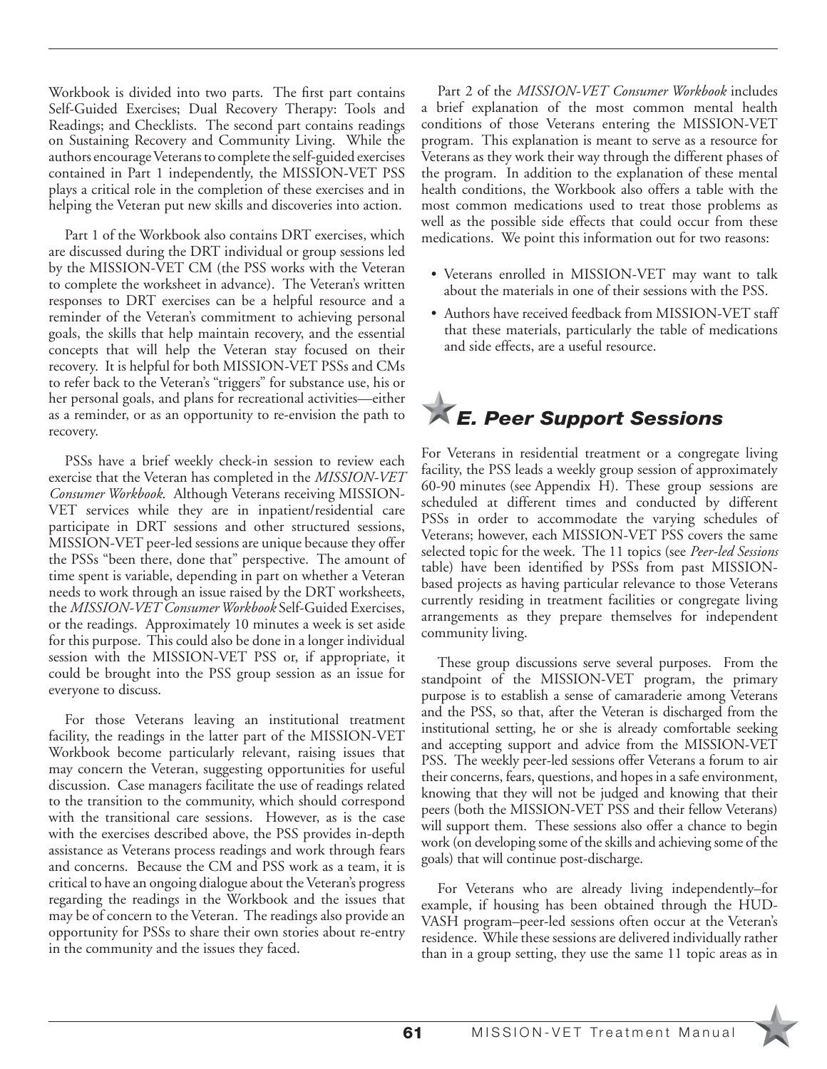Workbook is divided into two parts. The first part contains Self-Guided Exercises; Dual Recovery Therapy: Tools and Readings; and Checklists. The second part contains readings on Sustaining Recovery and Community Living. While the authors encourage Veterans to complete the self-guided exercises contained in Part 1 independently, the MISSION-VET PSS plays a critical role in the completion of these exercises and in helping the Veteran put new skills and discoveries into action.

Part 1 of the Workbook also contains DRT exercises, which are discussed during the DRT individual or group sessions led by the MISSION-VET CM (the PSS works with the Veteran to complete the worksheet in advance). The Veteran's written responses to DRT exercises can be a helpful resource and a reminder of the Veteran's commitment to achieving personal goals, the skills that help maintain recovery, and the essential concepts that will help the Veteran stay focused on their recovery. It is helpful for both MISSION-VET PSSs and CMs to refer back to the Veteran's "triggers" for substance use, his or her personal goals, and plans for recreational activities—either as a reminder, or as an opportunity to re-envision the path to recovery.

PSSs have a brief weekly check-in session to review each exercise that the Veteran has completed in the *MISSION-VET Consumer Workbook*. Although Veterans receiving MISSION-VET services while they are in inpatient/residential care participate in DRT sessions and other structured sessions, MISSION-VET peer-led sessions are unique because they offer the PSSs "been there, done that" perspective. The amount of time spent is variable, depending in part on whether a Veteran needs to work through an issue raised by the DRT worksheets, the *MISSION-VET Consumer Workbook* Self-Guided Exercises, or the readings. Approximately 10 minutes a week is set aside for this purpose. This could also be done in a longer individual session with the MISSION-VET PSS or, if appropriate, it could be brought into the PSS group session as an issue for everyone to discuss.

For those Veterans leaving an institutional treatment facility, the readings in the latter part of the MISSION-VET Workbook become particularly relevant, raising issues that may concern the Veteran, suggesting opportunities for useful discussion. Case managers facilitate the use of readings related to the transition to the community, which should correspond with the transitional care sessions. However, as is the case with the exercises described above, the PSS provides in-depth assistance as Veterans process readings and work through fears and concerns. Because the CM and PSS work as a team, it is critical to have an ongoing dialogue about the Veteran's progress regarding the readings in the Workbook and the issues that may be of concern to the Veteran. The readings also provide an opportunity for PSSs to share their own stories about re-entry in the community and the issues they faced.

Part 2 of the *MISSION-VET Consumer Workbook* includes a brief explanation of the most common mental health conditions of those Veterans entering the MISSION-VET program. This explanation is meant to serve as a resource for Veterans as they work their way through the different phases of the program. In addition to the explanation of these mental health conditions, the Workbook also offers a table with the most common medications used to treat those problems as well as the possible side effects that could occur from these medications. We point this information out for two reasons:

- Veterans enrolled in MISSION-VET may want to talk about the materials in one of their sessions with the PSS.
- Authors have received feedback from MISSION-VET staff that these materials, particularly the table of medications and side effects, are a useful resource.

## *E. Peer Support Sessions*

For Veterans in residential treatment or a congregate living facility, the PSS leads a weekly group session of approximately 60-90 minutes (see Appendix H). These group sessions are scheduled at different times and conducted by different PSSs in order to accommodate the varying schedules of Veterans; however, each MISSION-VET PSS covers the same selected topic for the week. The 11 topics (see *Peer-led Sessions* table) have been identified by PSSs from past MISSION-based projects as having particular relevance to those Veterans currently residing in treatment facilities or congregate living arrangements as they prepare themselves for independent community living.

These group discussions serve several purposes. From the standpoint of the MISSION-VET program, the primary purpose is to establish a sense of camaraderie among Veterans and the PSS, so that, after the Veteran is discharged from the institutional setting, he or she is already comfortable seeking and accepting support and advice from the MISSION-VET PSS. The weekly peer-led sessions offer Veterans a forum to air their concerns, fears, questions, and hopes in a safe environment, knowing that they will not be judged and knowing that their peers (both the MISSION-VET PSS and their fellow Veterans) will support them. These sessions also offer a chance to begin work (on developing some of the skills and achieving some of the goals) that will continue post-discharge.

For Veterans who are already living independently–for example, if housing has been obtained through the HUD-VASH program–peer-led sessions often occur at the Veteran's residence. While these sessions are delivered individually rather than in a group setting, they use the same 11 topic areas as in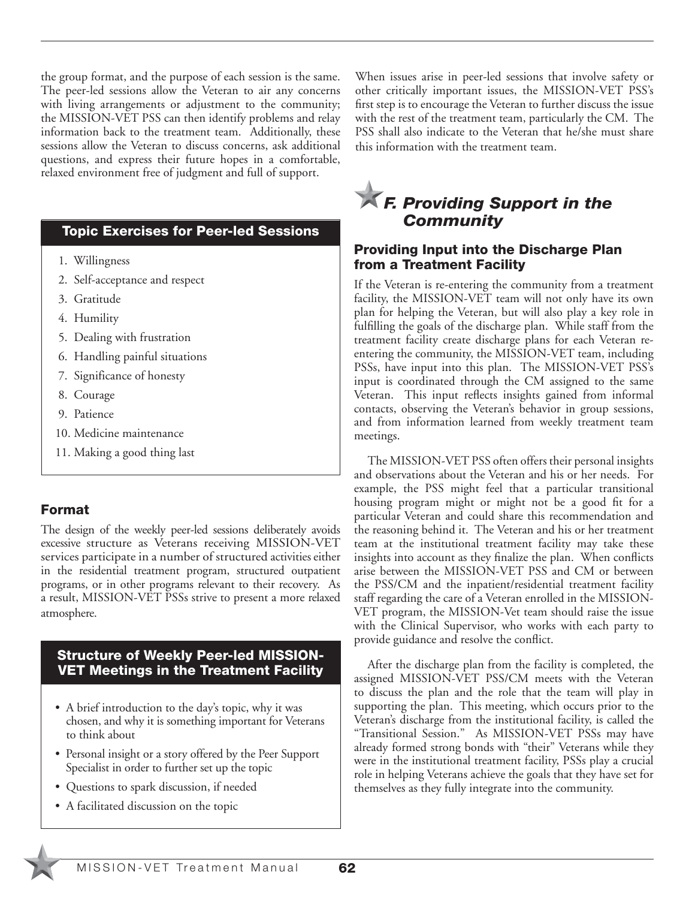the group format, and the purpose of each session is the same. The peer-led sessions allow the Veteran to air any concerns with living arrangements or adjustment to the community; the MISSION-VET PSS can then identify problems and relay information back to the treatment team. Additionally, these sessions allow the Veteran to discuss concerns, ask additional questions, and express their future hopes in a comfortable, relaxed environment free of judgment and full of support.

**Topic Exercises for Peer-led Sessions**

1. Willingness
2. Self-acceptance and respect
3. Gratitude
4. Humility
5. Dealing with frustration
6. Handling painful situations
7. Significance of honesty
8. Courage
9. Patience
10. Medicine maintenance
11. Making a good thing last

### Format

The design of the weekly peer-led sessions deliberately avoids excessive structure as Veterans receiving MISSION-VET services participate in a number of structured activities either in the residential treatment program, structured outpatient programs, or in other programs relevant to their recovery. As a result, MISSION-VET PSSs strive to present a more relaxed atmosphere.

**Structure of Weekly Peer-led MISSION-VET Meetings in the Treatment Facility**

- A brief introduction to the day's topic, why it was chosen, and why it is something important for Veterans to think about
- Personal insight or a story offered by the Peer Support Specialist in order to further set up the topic
- Questions to spark discussion, if needed
- A facilitated discussion on the topic

When issues arise in peer-led sessions that involve safety or other critically important issues, the MISSION-VET PSS's first step is to encourage the Veteran to further discuss the issue with the rest of the treatment team, particularly the CM. The PSS shall also indicate to the Veteran that he/she must share this information with the treatment team.

## F. Providing Support in the Community

### Providing Input into the Discharge Plan from a Treatment Facility

If the Veteran is re-entering the community from a treatment facility, the MISSION-VET team will not only have its own plan for helping the Veteran, but will also play a key role in fulfilling the goals of the discharge plan. While staff from the treatment facility create discharge plans for each Veteran re-entering the community, the MISSION-VET team, including PSSs, have input into this plan. The MISSION-VET PSS's input is coordinated through the CM assigned to the same Veteran. This input reflects insights gained from informal contacts, observing the Veteran's behavior in group sessions, and from information learned from weekly treatment team meetings.

The MISSION-VET PSS often offers their personal insights and observations about the Veteran and his or her needs. For example, the PSS might feel that a particular transitional housing program might or might not be a good fit for a particular Veteran and could share this recommendation and the reasoning behind it. The Veteran and his or her treatment team at the institutional treatment facility may take these insights into account as they finalize the plan. When conflicts arise between the MISSION-VET PSS and CM or between the PSS/CM and the inpatient/residential treatment facility staff regarding the care of a Veteran enrolled in the MISSION-VET program, the MISSION-Vet team should raise the issue with the Clinical Supervisor, who works with each party to provide guidance and resolve the conflict.

After the discharge plan from the facility is completed, the assigned MISSION-VET PSS/CM meets with the Veteran to discuss the plan and the role that the team will play in supporting the plan. This meeting, which occurs prior to the Veteran's discharge from the institutional facility, is called the "Transitional Session." As MISSION-VET PSSs may have already formed strong bonds with "their" Veterans while they were in the institutional treatment facility, PSSs play a crucial role in helping Veterans achieve the goals that they have set for themselves as they fully integrate into the community.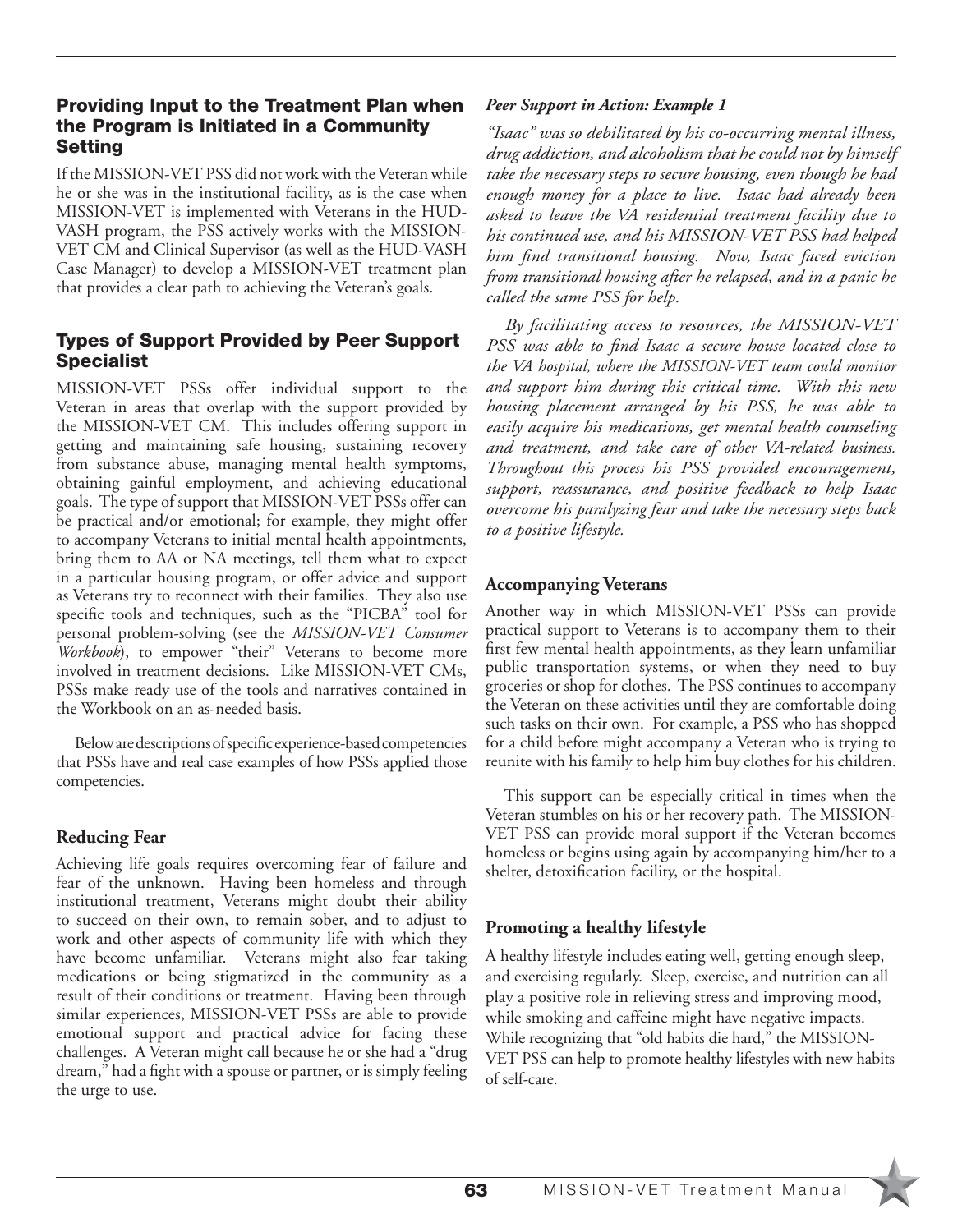## Providing Input to the Treatment Plan when the Program is Initiated in a Community Setting

If the MISSION-VET PSS did not work with the Veteran while he or she was in the institutional facility, as is the case when MISSION-VET is implemented with Veterans in the HUD-VASH program, the PSS actively works with the MISSION-VET CM and Clinical Supervisor (as well as the HUD-VASH Case Manager) to develop a MISSION-VET treatment plan that provides a clear path to achieving the Veteran's goals.

## Types of Support Provided by Peer Support Specialist

MISSION-VET PSSs offer individual support to the Veteran in areas that overlap with the support provided by the MISSION-VET CM. This includes offering support in getting and maintaining safe housing, sustaining recovery from substance abuse, managing mental health symptoms, obtaining gainful employment, and achieving educational goals. The type of support that MISSION-VET PSSs offer can be practical and/or emotional; for example, they might offer to accompany Veterans to initial mental health appointments, bring them to AA or NA meetings, tell them what to expect in a particular housing program, or offer advice and support as Veterans try to reconnect with their families. They also use specific tools and techniques, such as the "PICBA" tool for personal problem-solving (see the *MISSION-VET Consumer Workbook*), to empower "their" Veterans to become more involved in treatment decisions. Like MISSION-VET CMs, PSSs make ready use of the tools and narratives contained in the Workbook on an as-needed basis.

Below are descriptions of specific experience-based competencies that PSSs have and real case examples of how PSSs applied those competencies.

### Reducing Fear

Achieving life goals requires overcoming fear of failure and fear of the unknown. Having been homeless and through institutional treatment, Veterans might doubt their ability to succeed on their own, to remain sober, and to adjust to work and other aspects of community life with which they have become unfamiliar. Veterans might also fear taking medications or being stigmatized in the community as a result of their conditions or treatment. Having been through similar experiences, MISSION-VET PSSs are able to provide emotional support and practical advice for facing these challenges. A Veteran might call because he or she had a "drug dream," had a fight with a spouse or partner, or is simply feeling the urge to use.

***Peer Support in Action: Example 1***

*"Isaac" was so debilitated by his co-occurring mental illness, drug addiction, and alcoholism that he could not by himself take the necessary steps to secure housing, even though he had enough money for a place to live. Isaac had already been asked to leave the VA residential treatment facility due to his continued use, and his MISSION-VET PSS had helped him find transitional housing. Now, Isaac faced eviction from transitional housing after he relapsed, and in a panic he called the same PSS for help.*

*By facilitating access to resources, the MISSION-VET PSS was able to find Isaac a secure house located close to the VA hospital, where the MISSION-VET team could monitor and support him during this critical time. With this new housing placement arranged by his PSS, he was able to easily acquire his medications, get mental health counseling and treatment, and take care of other VA-related business. Throughout this process his PSS provided encouragement, support, reassurance, and positive feedback to help Isaac overcome his paralyzing fear and take the necessary steps back to a positive lifestyle.*

### Accompanying Veterans

Another way in which MISSION-VET PSSs can provide practical support to Veterans is to accompany them to their first few mental health appointments, as they learn unfamiliar public transportation systems, or when they need to buy groceries or shop for clothes. The PSS continues to accompany the Veteran on these activities until they are comfortable doing such tasks on their own. For example, a PSS who has shopped for a child before might accompany a Veteran who is trying to reunite with his family to help him buy clothes for his children.

This support can be especially critical in times when the Veteran stumbles on his or her recovery path. The MISSION-VET PSS can provide moral support if the Veteran becomes homeless or begins using again by accompanying him/her to a shelter, detoxification facility, or the hospital.

### Promoting a healthy lifestyle

A healthy lifestyle includes eating well, getting enough sleep, and exercising regularly. Sleep, exercise, and nutrition can all play a positive role in relieving stress and improving mood, while smoking and caffeine might have negative impacts. While recognizing that "old habits die hard," the MISSION-VET PSS can help to promote healthy lifestyles with new habits of self-care.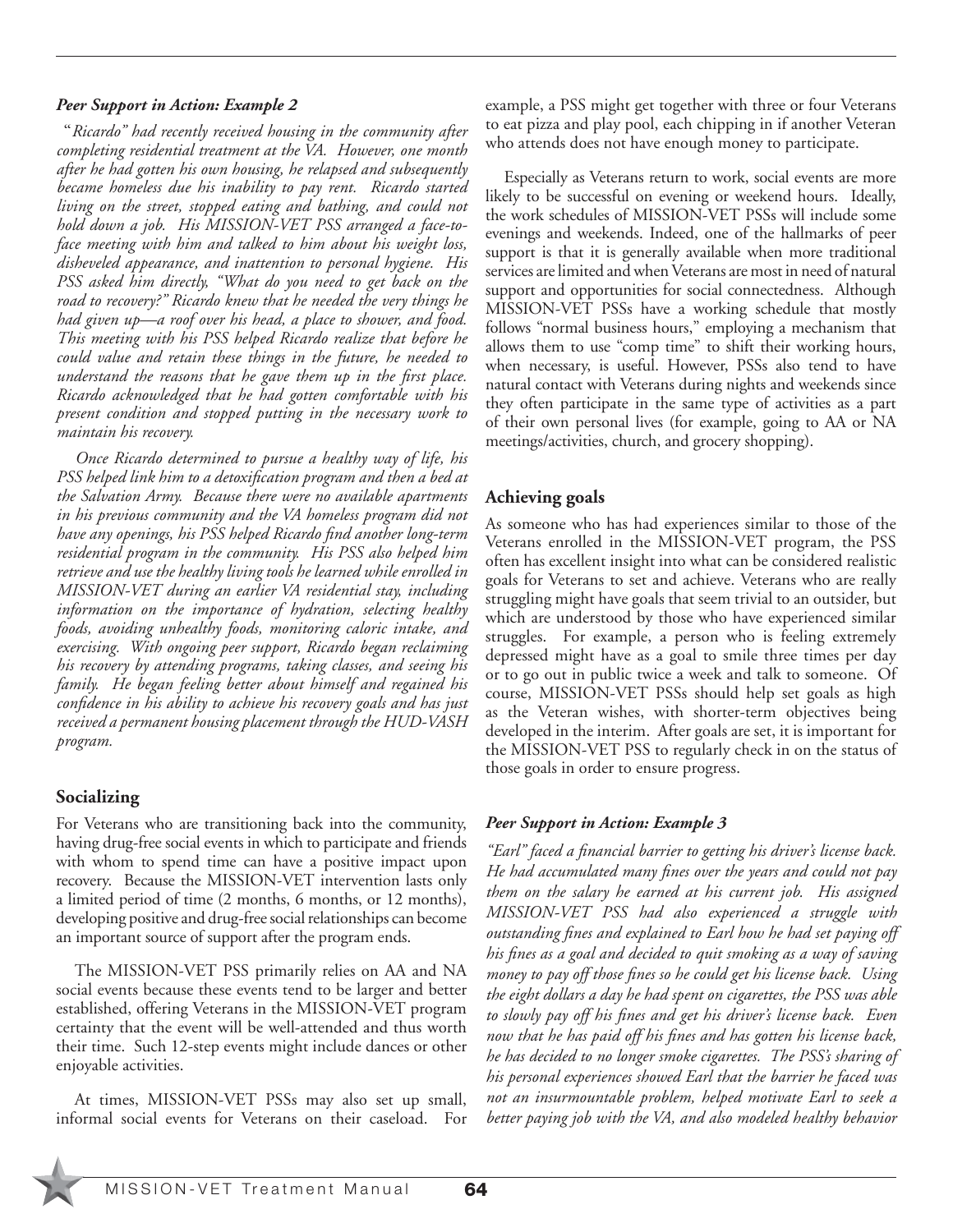***Peer Support in Action: Example 2***

*"Ricardo" had recently received housing in the community after completing residential treatment at the VA. However, one month after he had gotten his own housing, he relapsed and subsequently became homeless due his inability to pay rent. Ricardo started living on the street, stopped eating and bathing, and could not hold down a job. His MISSION-VET PSS arranged a face-to-face meeting with him and talked to him about his weight loss, disheveled appearance, and inattention to personal hygiene. His PSS asked him directly, "What do you need to get back on the road to recovery?" Ricardo knew that he needed the very things he had given up—a roof over his head, a place to shower, and food. This meeting with his PSS helped Ricardo realize that before he could value and retain these things in the future, he needed to understand the reasons that he gave them up in the first place. Ricardo acknowledged that he had gotten comfortable with his present condition and stopped putting in the necessary work to maintain his recovery.*

*Once Ricardo determined to pursue a healthy way of life, his PSS helped link him to a detoxification program and then a bed at the Salvation Army. Because there were no available apartments in his previous community and the VA homeless program did not have any openings, his PSS helped Ricardo find another long-term residential program in the community. His PSS also helped him retrieve and use the healthy living tools he learned while enrolled in MISSION-VET during an earlier VA residential stay, including information on the importance of hydration, selecting healthy foods, avoiding unhealthy foods, monitoring caloric intake, and exercising. With ongoing peer support, Ricardo began reclaiming his recovery by attending programs, taking classes, and seeing his family. He began feeling better about himself and regained his confidence in his ability to achieve his recovery goals and has just received a permanent housing placement through the HUD-VASH program.*

## Socializing

For Veterans who are transitioning back into the community, having drug-free social events in which to participate and friends with whom to spend time can have a positive impact upon recovery. Because the MISSION-VET intervention lasts only a limited period of time (2 months, 6 months, or 12 months), developing positive and drug-free social relationships can become an important source of support after the program ends.

The MISSION-VET PSS primarily relies on AA and NA social events because these events tend to be larger and better established, offering Veterans in the MISSION-VET program certainty that the event will be well-attended and thus worth their time. Such 12-step events might include dances or other enjoyable activities.

At times, MISSION-VET PSSs may also set up small, informal social events for Veterans on their caseload. For example, a PSS might get together with three or four Veterans to eat pizza and play pool, each chipping in if another Veteran who attends does not have enough money to participate.

Especially as Veterans return to work, social events are more likely to be successful on evening or weekend hours. Ideally, the work schedules of MISSION-VET PSSs will include some evenings and weekends. Indeed, one of the hallmarks of peer support is that it is generally available when more traditional services are limited and when Veterans are most in need of natural support and opportunities for social connectedness. Although MISSION-VET PSSs have a working schedule that mostly follows "normal business hours," employing a mechanism that allows them to use "comp time" to shift their working hours, when necessary, is useful. However, PSSs also tend to have natural contact with Veterans during nights and weekends since they often participate in the same type of activities as a part of their own personal lives (for example, going to AA or NA meetings/activities, church, and grocery shopping).

## Achieving goals

As someone who has had experiences similar to those of the Veterans enrolled in the MISSION-VET program, the PSS often has excellent insight into what can be considered realistic goals for Veterans to set and achieve. Veterans who are really struggling might have goals that seem trivial to an outsider, but which are understood by those who have experienced similar struggles. For example, a person who is feeling extremely depressed might have as a goal to smile three times per day or to go out in public twice a week and talk to someone. Of course, MISSION-VET PSSs should help set goals as high as the Veteran wishes, with shorter-term objectives being developed in the interim. After goals are set, it is important for the MISSION-VET PSS to regularly check in on the status of those goals in order to ensure progress.

***Peer Support in Action: Example 3***

*"Earl" faced a financial barrier to getting his driver's license back. He had accumulated many fines over the years and could not pay them on the salary he earned at his current job. His assigned MISSION-VET PSS had also experienced a struggle with outstanding fines and explained to Earl how he had set paying off his fines as a goal and decided to quit smoking as a way of saving money to pay off those fines so he could get his license back. Using the eight dollars a day he had spent on cigarettes, the PSS was able to slowly pay off his fines and get his driver's license back. Even now that he has paid off his fines and has gotten his license back, he has decided to no longer smoke cigarettes. The PSS's sharing of his personal experiences showed Earl that the barrier he faced was not an insurmountable problem, helped motivate Earl to seek a better paying job with the VA, and also modeled healthy behavior*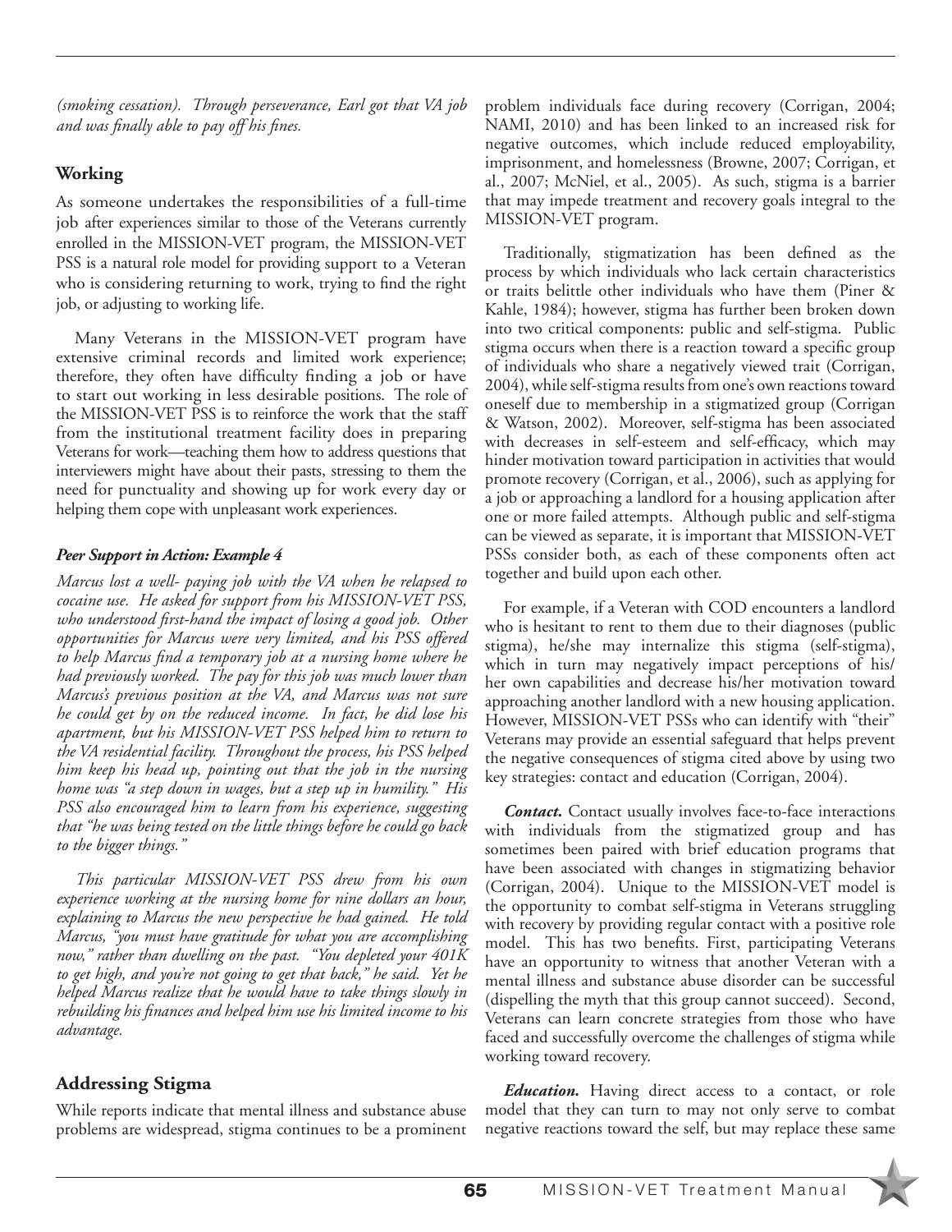*(smoking cessation). Through perseverance, Earl got that VA job and was finally able to pay off his fines.*

## Working

As someone undertakes the responsibilities of a full-time job after experiences similar to those of the Veterans currently enrolled in the MISSION-VET program, the MISSION-VET PSS is a natural role model for providing support to a Veteran who is considering returning to work, trying to find the right job, or adjusting to working life.

Many Veterans in the MISSION-VET program have extensive criminal records and limited work experience; therefore, they often have difficulty finding a job or have to start out working in less desirable positions. The role of the MISSION-VET PSS is to reinforce the work that the staff from the institutional treatment facility does in preparing Veterans for work—teaching them how to address questions that interviewers might have about their pasts, stressing to them the need for punctuality and showing up for work every day or helping them cope with unpleasant work experiences.

***Peer Support in Action: Example 4***

*Marcus lost a well- paying job with the VA when he relapsed to cocaine use. He asked for support from his MISSION-VET PSS, who understood first-hand the impact of losing a good job. Other opportunities for Marcus were very limited, and his PSS offered to help Marcus find a temporary job at a nursing home where he had previously worked. The pay for this job was much lower than Marcus's previous position at the VA, and Marcus was not sure he could get by on the reduced income. In fact, he did lose his apartment, but his MISSION-VET PSS helped him to return to the VA residential facility. Throughout the process, his PSS helped him keep his head up, pointing out that the job in the nursing home was "a step down in wages, but a step up in humility." His PSS also encouraged him to learn from his experience, suggesting that "he was being tested on the little things before he could go back to the bigger things."*

*This particular MISSION-VET PSS drew from his own experience working at the nursing home for nine dollars an hour, explaining to Marcus the new perspective he had gained. He told Marcus, "you must have gratitude for what you are accomplishing now," rather than dwelling on the past. "You depleted your 401K to get high, and you're not going to get that back," he said. Yet he helped Marcus realize that he would have to take things slowly in rebuilding his finances and helped him use his limited income to his advantage.*

## Addressing Stigma

While reports indicate that mental illness and substance abuse problems are widespread, stigma continues to be a prominent problem individuals face during recovery (Corrigan, 2004; NAMI, 2010) and has been linked to an increased risk for negative outcomes, which include reduced employability, imprisonment, and homelessness (Browne, 2007; Corrigan, et al., 2007; McNiel, et al., 2005). As such, stigma is a barrier that may impede treatment and recovery goals integral to the MISSION-VET program.

Traditionally, stigmatization has been defined as the process by which individuals who lack certain characteristics or traits belittle other individuals who have them (Piner & Kahle, 1984); however, stigma has further been broken down into two critical components: public and self-stigma. Public stigma occurs when there is a reaction toward a specific group of individuals who share a negatively viewed trait (Corrigan, 2004), while self-stigma results from one's own reactions toward oneself due to membership in a stigmatized group (Corrigan & Watson, 2002). Moreover, self-stigma has been associated with decreases in self-esteem and self-efficacy, which may hinder motivation toward participation in activities that would promote recovery (Corrigan, et al., 2006), such as applying for a job or approaching a landlord for a housing application after one or more failed attempts. Although public and self-stigma can be viewed as separate, it is important that MISSION-VET PSSs consider both, as each of these components often act together and build upon each other.

For example, if a Veteran with COD encounters a landlord who is hesitant to rent to them due to their diagnoses (public stigma), he/she may internalize this stigma (self-stigma), which in turn may negatively impact perceptions of his/her own capabilities and decrease his/her motivation toward approaching another landlord with a new housing application. However, MISSION-VET PSSs who can identify with "their" Veterans may provide an essential safeguard that helps prevent the negative consequences of stigma cited above by using two key strategies: contact and education (Corrigan, 2004).

***Contact.*** Contact usually involves face-to-face interactions with individuals from the stigmatized group and has sometimes been paired with brief education programs that have been associated with changes in stigmatizing behavior (Corrigan, 2004). Unique to the MISSION-VET model is the opportunity to combat self-stigma in Veterans struggling with recovery by providing regular contact with a positive role model. This has two benefits. First, participating Veterans have an opportunity to witness that another Veteran with a mental illness and substance abuse disorder can be successful (dispelling the myth that this group cannot succeed). Second, Veterans can learn concrete strategies from those who have faced and successfully overcome the challenges of stigma while working toward recovery.

***Education.*** Having direct access to a contact, or role model that they can turn to may not only serve to combat negative reactions toward the self, but may replace these same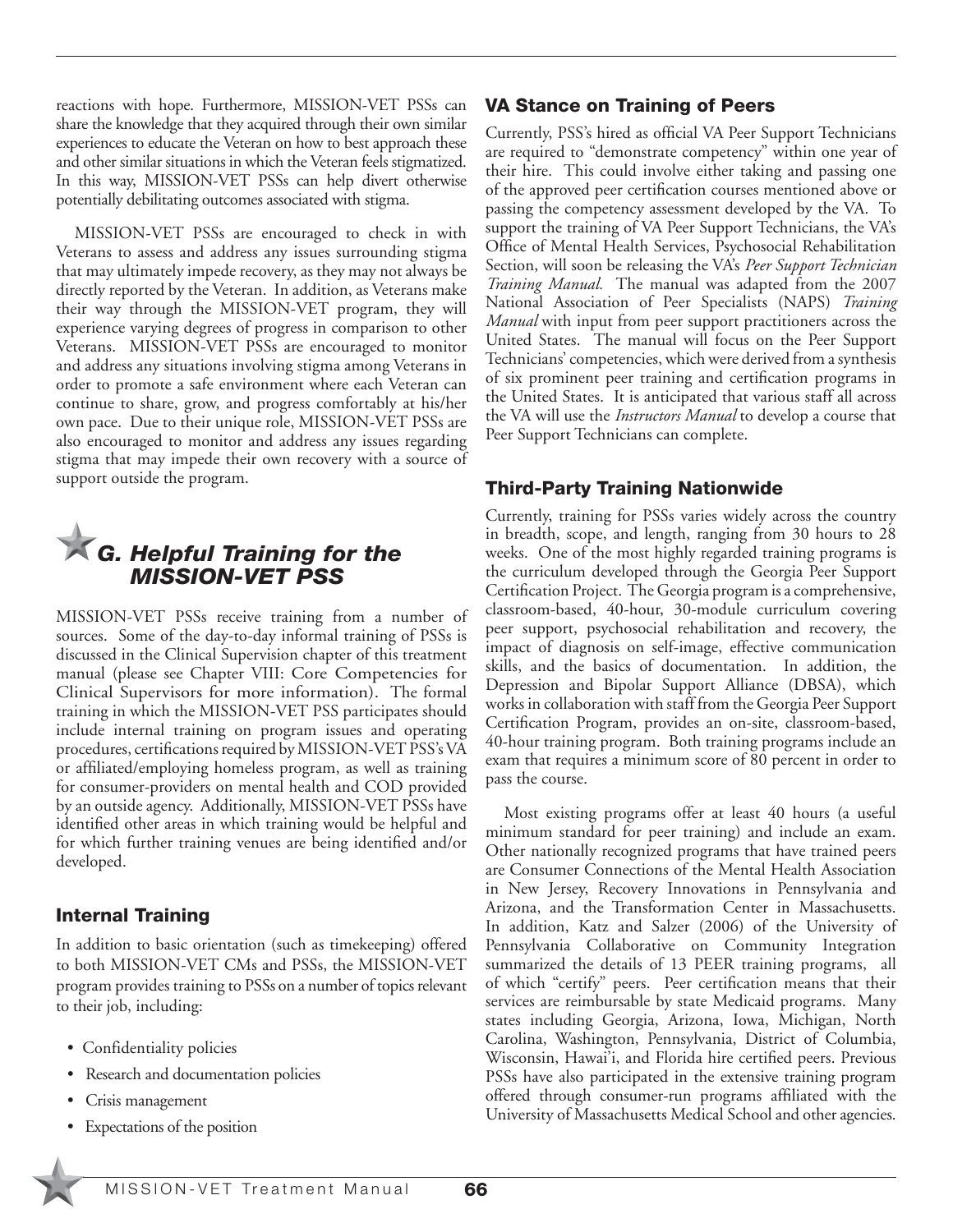reactions with hope. Furthermore, MISSION-VET PSSs can share the knowledge that they acquired through their own similar experiences to educate the Veteran on how to best approach these and other similar situations in which the Veteran feels stigmatized. In this way, MISSION-VET PSSs can help divert otherwise potentially debilitating outcomes associated with stigma.

MISSION-VET PSSs are encouraged to check in with Veterans to assess and address any issues surrounding stigma that may ultimately impede recovery, as they may not always be directly reported by the Veteran. In addition, as Veterans make their way through the MISSION-VET program, they will experience varying degrees of progress in comparison to other Veterans. MISSION-VET PSSs are encouraged to monitor and address any situations involving stigma among Veterans in order to promote a safe environment where each Veteran can continue to share, grow, and progress comfortably at his/her own pace. Due to their unique role, MISSION-VET PSSs are also encouraged to monitor and address any issues regarding stigma that may impede their own recovery with a source of support outside the program.

## *G. Helpful Training for the MISSION-VET PSS*

MISSION-VET PSSs receive training from a number of sources. Some of the day-to-day informal training of PSSs is discussed in the Clinical Supervision chapter of this treatment manual (please see Chapter VIII: Core Competencies for Clinical Supervisors for more information). The formal training in which the MISSION-VET PSS participates should include internal training on program issues and operating procedures, certifications required by MISSION-VET PSS's VA or affiliated/employing homeless program, as well as training for consumer-providers on mental health and COD provided by an outside agency. Additionally, MISSION-VET PSSs have identified other areas in which training would be helpful and for which further training venues are being identified and/or developed.

### Internal Training

In addition to basic orientation (such as timekeeping) offered to both MISSION-VET CMs and PSSs, the MISSION-VET program provides training to PSSs on a number of topics relevant to their job, including:

- Confidentiality policies
- Research and documentation policies
- Crisis management
- Expectations of the position

### VA Stance on Training of Peers

Currently, PSS's hired as official VA Peer Support Technicians are required to "demonstrate competency" within one year of their hire. This could involve either taking and passing one of the approved peer certification courses mentioned above or passing the competency assessment developed by the VA. To support the training of VA Peer Support Technicians, the VA's Office of Mental Health Services, Psychosocial Rehabilitation Section, will soon be releasing the VA's *Peer Support Technician Training Manual.* The manual was adapted from the 2007 National Association of Peer Specialists (NAPS) *Training Manual* with input from peer support practitioners across the United States. The manual will focus on the Peer Support Technicians' competencies, which were derived from a synthesis of six prominent peer training and certification programs in the United States. It is anticipated that various staff all across the VA will use the *Instructors Manual* to develop a course that Peer Support Technicians can complete.

### Third-Party Training Nationwide

Currently, training for PSSs varies widely across the country in breadth, scope, and length, ranging from 30 hours to 28 weeks. One of the most highly regarded training programs is the curriculum developed through the Georgia Peer Support Certification Project. The Georgia program is a comprehensive, classroom-based, 40-hour, 30-module curriculum covering peer support, psychosocial rehabilitation and recovery, the impact of diagnosis on self-image, effective communication skills, and the basics of documentation. In addition, the Depression and Bipolar Support Alliance (DBSA), which works in collaboration with staff from the Georgia Peer Support Certification Program, provides an on-site, classroom-based, 40-hour training program. Both training programs include an exam that requires a minimum score of 80 percent in order to pass the course.

Most existing programs offer at least 40 hours (a useful minimum standard for peer training) and include an exam. Other nationally recognized programs that have trained peers are Consumer Connections of the Mental Health Association in New Jersey, Recovery Innovations in Pennsylvania and Arizona, and the Transformation Center in Massachusetts. In addition, Katz and Salzer (2006) of the University of Pennsylvania Collaborative on Community Integration summarized the details of 13 PEER training programs, all of which "certify" peers. Peer certification means that their services are reimbursable by state Medicaid programs. Many states including Georgia, Arizona, Iowa, Michigan, North Carolina, Washington, Pennsylvania, District of Columbia, Wisconsin, Hawai'i, and Florida hire certified peers. Previous PSSs have also participated in the extensive training program offered through consumer-run programs affiliated with the University of Massachusetts Medical School and other agencies.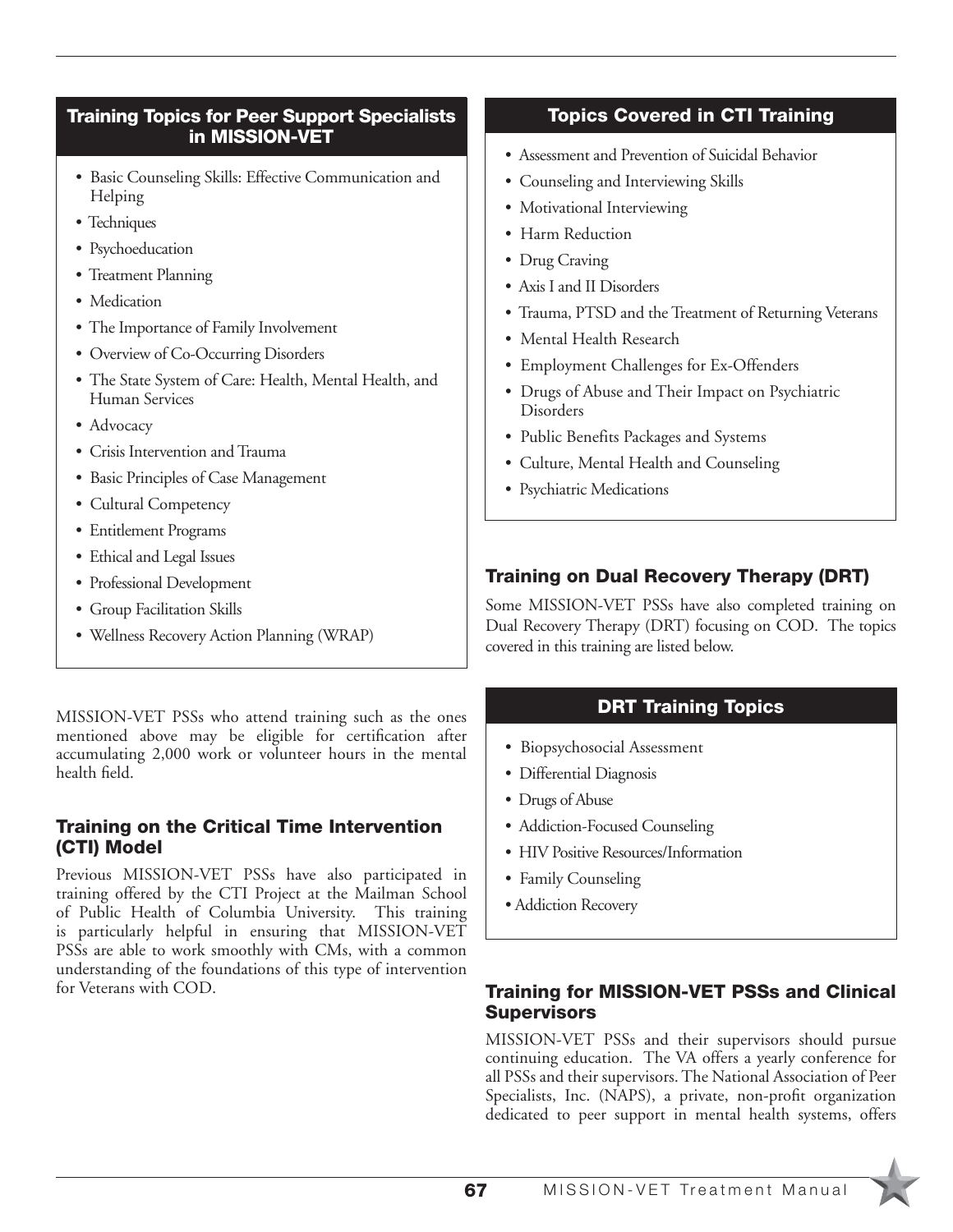## Training Topics for Peer Support Specialists in MISSION-VET

- Basic Counseling Skills: Effective Communication and Helping
- Techniques
- Psychoeducation
- Treatment Planning
- Medication
- The Importance of Family Involvement
- Overview of Co-Occurring Disorders
- The State System of Care: Health, Mental Health, and Human Services
- Advocacy
- Crisis Intervention and Trauma
- Basic Principles of Case Management
- Cultural Competency
- Entitlement Programs
- Ethical and Legal Issues
- Professional Development
- Group Facilitation Skills
- Wellness Recovery Action Planning (WRAP)

MISSION-VET PSSs who attend training such as the ones mentioned above may be eligible for certification after accumulating 2,000 work or volunteer hours in the mental health field.

### Training on the Critical Time Intervention (CTI) Model

Previous MISSION-VET PSSs have also participated in training offered by the CTI Project at the Mailman School of Public Health of Columbia University. This training is particularly helpful in ensuring that MISSION-VET PSSs are able to work smoothly with CMs, with a common understanding of the foundations of this type of intervention for Veterans with COD.

## Topics Covered in CTI Training

- Assessment and Prevention of Suicidal Behavior
- Counseling and Interviewing Skills
- Motivational Interviewing
- Harm Reduction
- Drug Craving
- Axis I and II Disorders
- Trauma, PTSD and the Treatment of Returning Veterans
- Mental Health Research
- Employment Challenges for Ex-Offenders
- Drugs of Abuse and Their Impact on Psychiatric Disorders
- Public Benefits Packages and Systems
- Culture, Mental Health and Counseling
- Psychiatric Medications

### Training on Dual Recovery Therapy (DRT)

Some MISSION-VET PSSs have also completed training on Dual Recovery Therapy (DRT) focusing on COD. The topics covered in this training are listed below.

## DRT Training Topics

- Biopsychosocial Assessment
- Differential Diagnosis
- Drugs of Abuse
- Addiction-Focused Counseling
- HIV Positive Resources/Information
- Family Counseling
- Addiction Recovery

### Training for MISSION-VET PSSs and Clinical Supervisors

MISSION-VET PSSs and their supervisors should pursue continuing education. The VA offers a yearly conference for all PSSs and their supervisors. The National Association of Peer Specialists, Inc. (NAPS), a private, non-profit organization dedicated to peer support in mental health systems, offers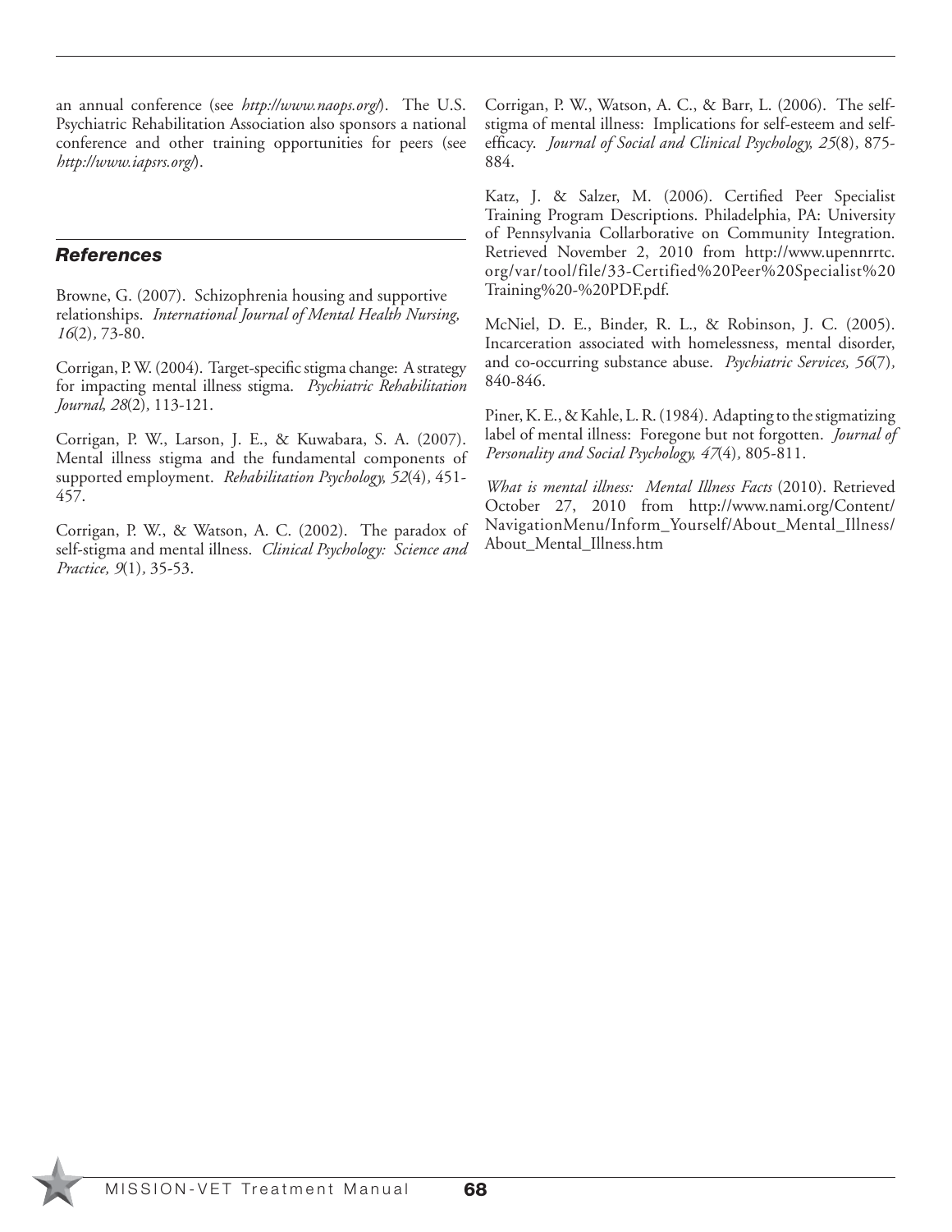an annual conference (see *http://www.naops.org/*). The U.S. Psychiatric Rehabilitation Association also sponsors a national conference and other training opportunities for peers (see *http://www.iapsrs.org/*).

### *References*

Browne, G. (2007). Schizophrenia housing and supportive relationships. *International Journal of Mental Health Nursing, 16*(2)*,* 73-80.

Corrigan, P. W. (2004). Target-specific stigma change: A strategy for impacting mental illness stigma. *Psychiatric Rehabilitation Journal, 28*(2)*,* 113-121.

Corrigan, P. W., Larson, J. E., & Kuwabara, S. A. (2007). Mental illness stigma and the fundamental components of supported employment. *Rehabilitation Psychology, 52*(4)*,* 451-457.

Corrigan, P. W., & Watson, A. C. (2002). The paradox of self-stigma and mental illness. *Clinical Psychology: Science and Practice, 9*(1)*,* 35-53.

Corrigan, P. W., Watson, A. C., & Barr, L. (2006). The self-stigma of mental illness: Implications for self-esteem and self-efficacy. *Journal of Social and Clinical Psychology, 25*(8)*,* 875-884.

Katz, J. & Salzer, M. (2006). Certified Peer Specialist Training Program Descriptions. Philadelphia, PA: University of Pennsylvania Collarborative on Community Integration. Retrieved November 2, 2010 from http://www.upennrrtc.org/var/tool/file/33-Certified%20Peer%20Specialist%20Training%20-%20PDF.pdf.

McNiel, D. E., Binder, R. L., & Robinson, J. C. (2005). Incarceration associated with homelessness, mental disorder, and co-occurring substance abuse. *Psychiatric Services, 56*(7)*,* 840-846.

Piner, K. E., & Kahle, L. R. (1984). Adapting to the stigmatizing label of mental illness: Foregone but not forgotten. *Journal of Personality and Social Psychology, 47*(4)*,* 805-811.

*What is mental illness: Mental Illness Facts* (2010). Retrieved October 27, 2010 from http://www.nami.org/Content/NavigationMenu/Inform_Yourself/About_Mental_Illness/About_Mental_Illness.htm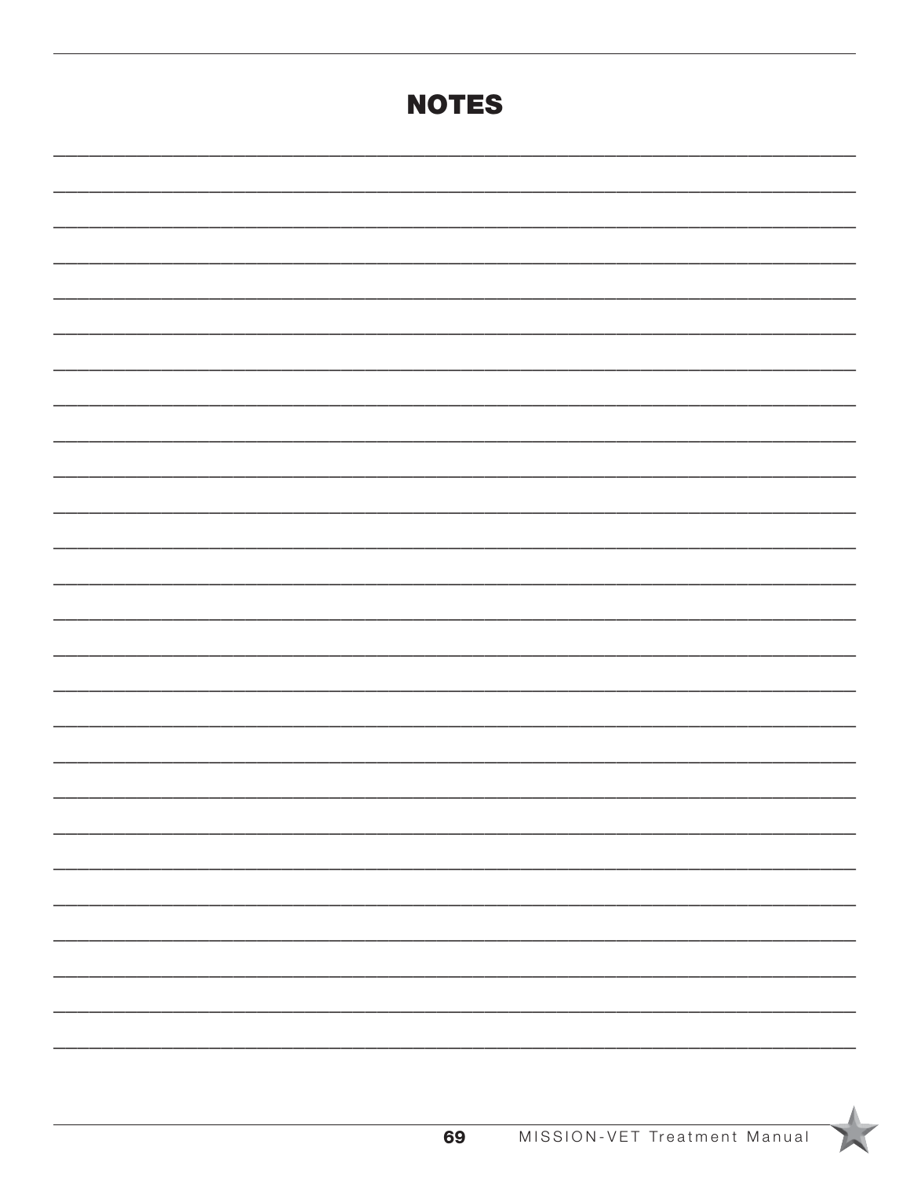# NOTES